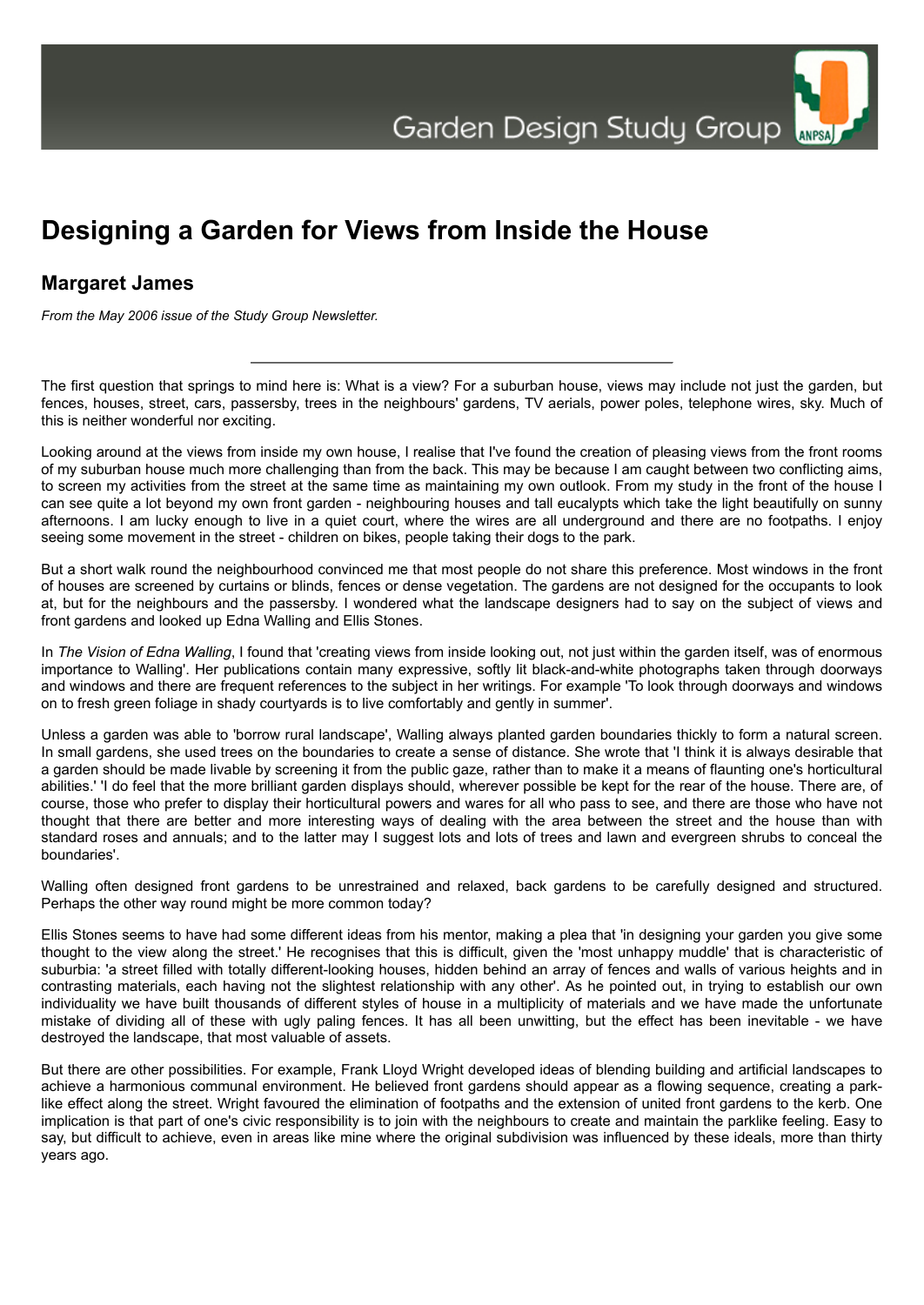Garden Design Study Group

# Designing a Garden for Views from Inside the House

## Margaret James

*From the May 2006 issue of the Study Group Newsletter.*

---

The first question that springs to mind here is: What is a view? For a suburban house, views may include not just the garden, but fences, houses, street, cars, passersby, trees in the neighbours' gardens, TV aerials, power poles, telephone wires, sky. Much of this is neither wonderful nor exciting.

Looking around at the views from inside my own house, I realise that I've found the creation of pleasing views from the front rooms of my suburban house much more challenging than from the back. This may be because I am caught between two conflicting aims, to screen my activities from the street at the same time as maintaining my own outlook. From my study in the front of the house I can see quite a lot beyond my own front garden - neighbouring houses and tall eucalypts which take the light beautifully on sunny afternoons. I am lucky enough to live in a quiet court, where the wires are all underground and there are no footpaths. I enjoy seeing some movement in the street - children on bikes, people taking their dogs to the park.

But a short walk round the neighbourhood convinced me that most people do not share this preference. Most windows in the front of houses are screened by curtains or blinds, fences or dense vegetation. The gardens are not designed for the occupants to look at, but for the neighbours and the passersby. I wondered what the landscape designers had to say on the subject of views and front gardens and looked up Edna Walling and Ellis Stones.

In *The Vision of Edna Walling*, I found that 'creating views from inside looking out, not just within the garden itself, was of enormous importance to Walling'. Her publications contain many expressive, softly lit black-and-white photographs taken through doorways and windows and there are frequent references to the subject in her writings. For example 'To look through doorways and windows on to fresh green foliage in shady courtyards is to live comfortably and gently in summer'.

Unless a garden was able to 'borrow rural landscape', Walling always planted garden boundaries thickly to form a natural screen. In small gardens, she used trees on the boundaries to create a sense of distance. She wrote that 'I think it is always desirable that a garden should be made livable by screening it from the public gaze, rather than to make it a means of flaunting one's horticultural abilities.' 'I do feel that the more brilliant garden displays should, wherever possible be kept for the rear of the house. There are, of course, those who prefer to display their horticultural powers and wares for all who pass to see, and there are those who have not thought that there are better and more interesting ways of dealing with the area between the street and the house than with standard roses and annuals; and to the latter may I suggest lots and lots of trees and lawn and evergreen shrubs to conceal the boundaries'.

Walling often designed front gardens to be unrestrained and relaxed, back gardens to be carefully designed and structured. Perhaps the other way round might be more common today?

Ellis Stones seems to have had some different ideas from his mentor, making a plea that 'in designing your garden you give some thought to the view along the street.' He recognises that this is difficult, given the 'most unhappy muddle' that is characteristic of suburbia: 'a street filled with totally different-looking houses, hidden behind an array of fences and walls of various heights and in contrasting materials, each having not the slightest relationship with any other'. As he pointed out, in trying to establish our own individuality we have built thousands of different styles of house in a multiplicity of materials and we have made the unfortunate mistake of dividing all of these with ugly paling fences. It has all been unwitting, but the effect has been inevitable - we have destroyed the landscape, that most valuable of assets.

But there are other possibilities. For example, Frank Lloyd Wright developed ideas of blending building and artificial landscapes to achieve a harmonious communal environment. He believed front gardens should appear as a flowing sequence, creating a park-like effect along the street. Wright favoured the elimination of footpaths and the extension of united front gardens to the kerb. One implication is that part of one's civic responsibility is to join with the neighbours to create and maintain the parklike feeling. Easy to say, but difficult to achieve, even in areas like mine where the original subdivision was influenced by these ideals, more than thirty years ago.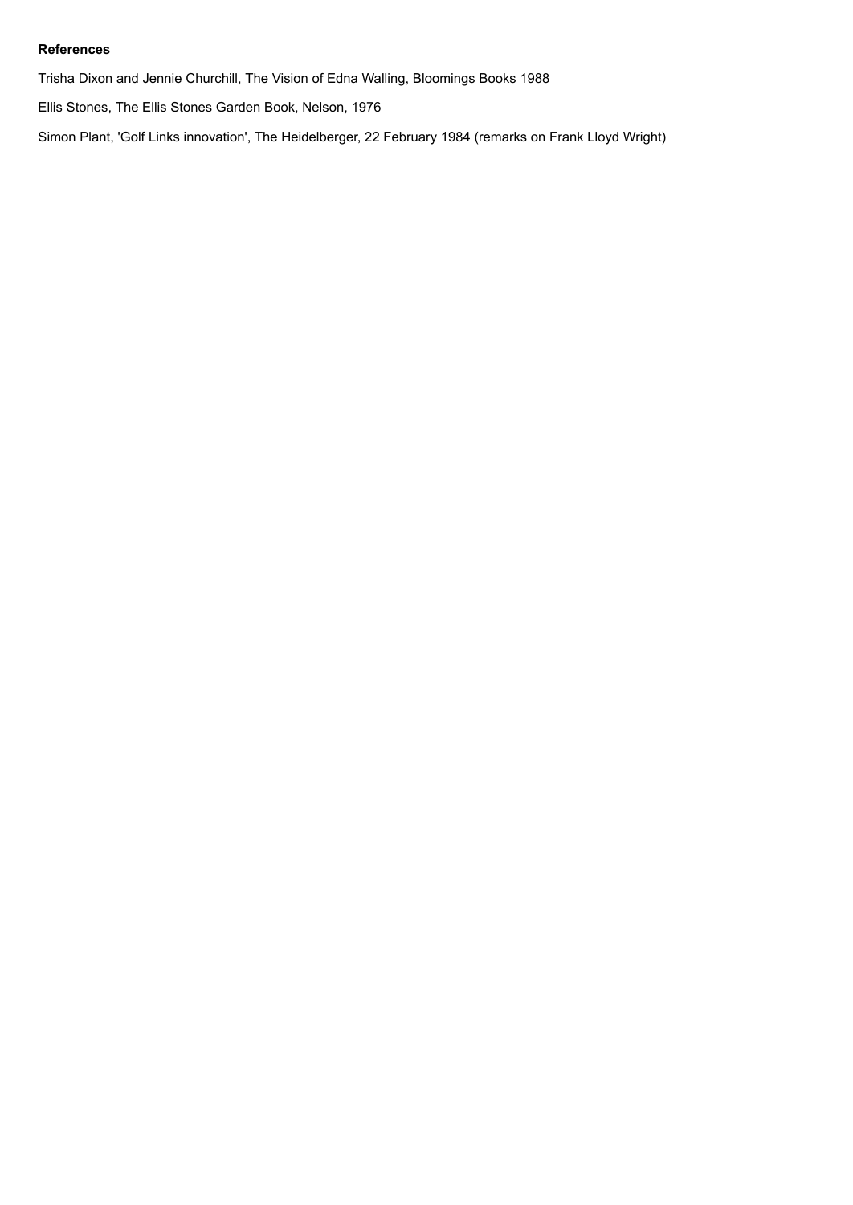**References**

Trisha Dixon and Jennie Churchill, The Vision of Edna Walling, Bloomings Books 1988

Ellis Stones, The Ellis Stones Garden Book, Nelson, 1976

Simon Plant, 'Golf Links innovation', The Heidelberger, 22 February 1984 (remarks on Frank Lloyd Wright)